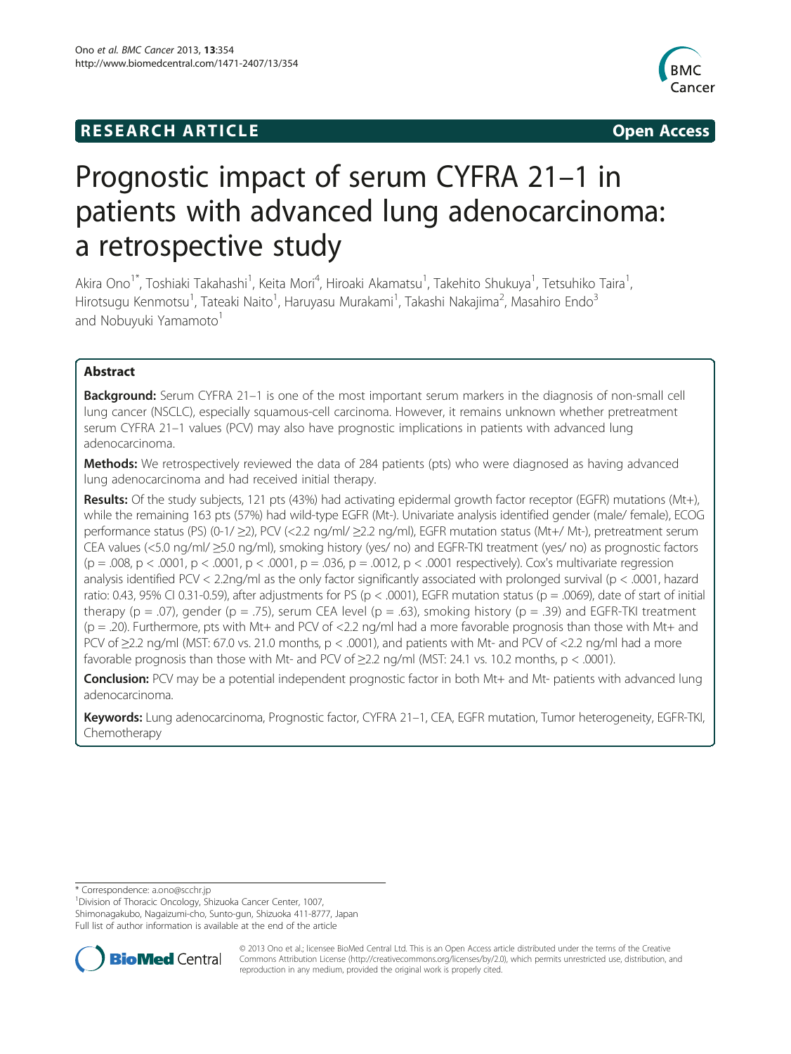RESEARCH ARTICLE **Open Access**

# Prognostic impact of serum CYFRA 21–1 in patients with advanced lung adenocarcinoma: a retrospective study

Akira Ono[1*], Toshiaki Takahashi[1], Keita Mori[4], Hiroaki Akamatsu[1], Takehito Shukuya[1], Tetsuhiko Taira[1], Hirotsugu Kenmotsu[1], Tateaki Naito[1], Haruyasu Murakami[1], Takashi Nakajima[2], Masahiro Endo[3] and Nobuyuki Yamamoto[1]

## Abstract

**Background:** Serum CYFRA 21–1 is one of the most important serum markers in the diagnosis of non-small cell lung cancer (NSCLC), especially squamous-cell carcinoma. However, it remains unknown whether pretreatment serum CYFRA 21–1 values (PCV) may also have prognostic implications in patients with advanced lung adenocarcinoma.

**Methods:** We retrospectively reviewed the data of 284 patients (pts) who were diagnosed as having advanced lung adenocarcinoma and had received initial therapy.

**Results:** Of the study subjects, 121 pts (43%) had activating epidermal growth factor receptor (EGFR) mutations (Mt+), while the remaining 163 pts (57%) had wild-type EGFR (Mt-). Univariate analysis identified gender (male/ female), ECOG performance status (PS) (0-1/ ≥2), PCV (<2.2 ng/ml/ ≥2.2 ng/ml), EGFR mutation status (Mt+/ Mt-), pretreatment serum CEA values (<5.0 ng/ml/ ≥5.0 ng/ml), smoking history (yes/ no) and EGFR-TKI treatment (yes/ no) as prognostic factors ($p = .008$, $p < .0001$, $p < .0001$, $p < .0001$, $p = .036$, $p = .0012$, $p < .0001$ respectively). Cox's multivariate regression analysis identified PCV < 2.2ng/ml as the only factor significantly associated with prolonged survival ($p < .0001$, hazard ratio: 0.43, 95% CI 0.31-0.59), after adjustments for PS ($p < .0001$), EGFR mutation status ($p = .0069$), date of start of initial therapy ($p = .07$), gender ($p = .75$), serum CEA level ($p = .63$), smoking history ($p = .39$) and EGFR-TKI treatment ($p = .20$). Furthermore, pts with Mt+ and PCV of <2.2 ng/ml had a more favorable prognosis than those with Mt+ and PCV of ≥2.2 ng/ml (MST: 67.0 vs. 21.0 months, $p < .0001$), and patients with Mt- and PCV of <2.2 ng/ml had a more favorable prognosis than those with Mt- and PCV of ≥2.2 ng/ml (MST: 24.1 vs. 10.2 months, $p < .0001$).

**Conclusion:** PCV may be a potential independent prognostic factor in both Mt+ and Mt- patients with advanced lung adenocarcinoma.

**Keywords:** Lung adenocarcinoma, Prognostic factor, CYFRA 21–1, CEA, EGFR mutation, Tumor heterogeneity, EGFR-TKI, Chemotherapy

---

\* Correspondence: a.ono@scchr.jp

[1]Division of Thoracic Oncology, Shizuoka Cancer Center, 1007, Shimonagakubo, Nagaizumi-cho, Sunto-gun, Shizuoka 411-8777, Japan

Full list of author information is available at the end of the article

© 2013 Ono et al.; licensee BioMed Central Ltd. This is an Open Access article distributed under the terms of the Creative Commons Attribution License (http://creativecommons.org/licenses/by/2.0), which permits unrestricted use, distribution, and reproduction in any medium, provided the original work is properly cited.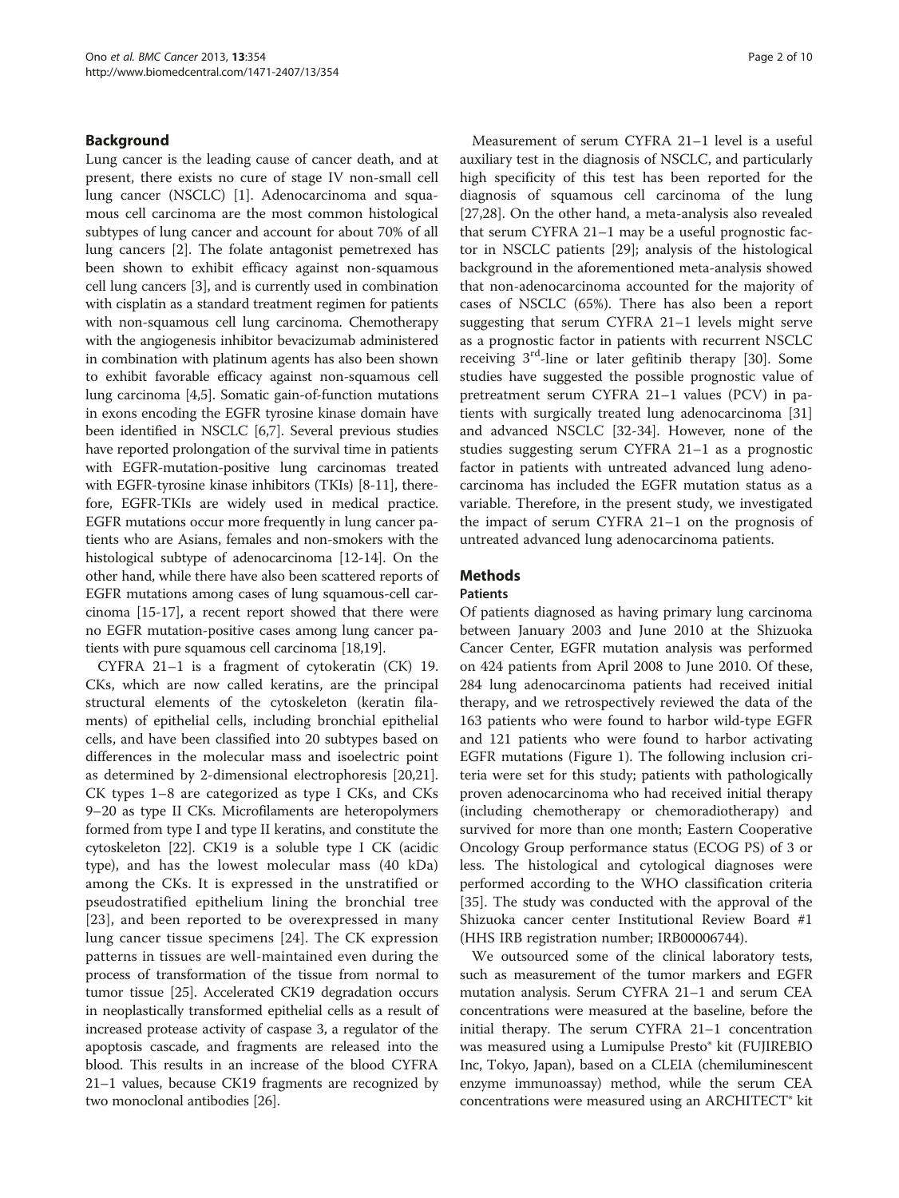## Background

Lung cancer is the leading cause of cancer death, and at present, there exists no cure of stage IV non-small cell lung cancer (NSCLC) [1]. Adenocarcinoma and squamous cell carcinoma are the most common histological subtypes of lung cancer and account for about 70% of all lung cancers [2]. The folate antagonist pemetrexed has been shown to exhibit efficacy against non-squamous cell lung cancers [3], and is currently used in combination with cisplatin as a standard treatment regimen for patients with non-squamous cell lung carcinoma. Chemotherapy with the angiogenesis inhibitor bevacizumab administered in combination with platinum agents has also been shown to exhibit favorable efficacy against non-squamous cell lung carcinoma [4,5]. Somatic gain-of-function mutations in exons encoding the EGFR tyrosine kinase domain have been identified in NSCLC [6,7]. Several previous studies have reported prolongation of the survival time in patients with EGFR-mutation-positive lung carcinomas treated with EGFR-tyrosine kinase inhibitors (TKIs) [8-11], therefore, EGFR-TKIs are widely used in medical practice. EGFR mutations occur more frequently in lung cancer patients who are Asians, females and non-smokers with the histological subtype of adenocarcinoma [12-14]. On the other hand, while there have also been scattered reports of EGFR mutations among cases of lung squamous-cell carcinoma [15-17], a recent report showed that there were no EGFR mutation-positive cases among lung cancer patients with pure squamous cell carcinoma [18,19].

CYFRA 21–1 is a fragment of cytokeratin (CK) 19. CKs, which are now called keratins, are the principal structural elements of the cytoskeleton (keratin filaments) of epithelial cells, including bronchial epithelial cells, and have been classified into 20 subtypes based on differences in the molecular mass and isoelectric point as determined by 2-dimensional electrophoresis [20,21]. CK types 1–8 are categorized as type I CKs, and CKs 9–20 as type II CKs. Microfilaments are heteropolymers formed from type I and type II keratins, and constitute the cytoskeleton [22]. CK19 is a soluble type I CK (acidic type), and has the lowest molecular mass (40 kDa) among the CKs. It is expressed in the unstratified or pseudostratified epithelium lining the bronchial tree [23], and been reported to be overexpressed in many lung cancer tissue specimens [24]. The CK expression patterns in tissues are well-maintained even during the process of transformation of the tissue from normal to tumor tissue [25]. Accelerated CK19 degradation occurs in neoplastically transformed epithelial cells as a result of increased protease activity of caspase 3, a regulator of the apoptosis cascade, and fragments are released into the blood. This results in an increase of the blood CYFRA 21–1 values, because CK19 fragments are recognized by two monoclonal antibodies [26].

Measurement of serum CYFRA 21–1 level is a useful auxiliary test in the diagnosis of NSCLC, and particularly high specificity of this test has been reported for the diagnosis of squamous cell carcinoma of the lung [27,28]. On the other hand, a meta-analysis also revealed that serum CYFRA 21–1 may be a useful prognostic factor in NSCLC patients [29]; analysis of the histological background in the aforementioned meta-analysis showed that non-adenocarcinoma accounted for the majority of cases of NSCLC (65%). There has also been a report suggesting that serum CYFRA 21–1 levels might serve as a prognostic factor in patients with recurrent NSCLC receiving 3[rd]-line or later gefitinib therapy [30]. Some studies have suggested the possible prognostic value of pretreatment serum CYFRA 21–1 values (PCV) in patients with surgically treated lung adenocarcinoma [31] and advanced NSCLC [32-34]. However, none of the studies suggesting serum CYFRA 21–1 as a prognostic factor in patients with untreated advanced lung adenocarcinoma has included the EGFR mutation status as a variable. Therefore, in the present study, we investigated the impact of serum CYFRA 21–1 on the prognosis of untreated advanced lung adenocarcinoma patients.

## Methods

### Patients

Of patients diagnosed as having primary lung carcinoma between January 2003 and June 2010 at the Shizuoka Cancer Center, EGFR mutation analysis was performed on 424 patients from April 2008 to June 2010. Of these, 284 lung adenocarcinoma patients had received initial therapy, and we retrospectively reviewed the data of the 163 patients who were found to harbor wild-type EGFR and 121 patients who were found to harbor activating EGFR mutations (Figure 1). The following inclusion criteria were set for this study; patients with pathologically proven adenocarcinoma who had received initial therapy (including chemotherapy or chemoradiotherapy) and survived for more than one month; Eastern Cooperative Oncology Group performance status (ECOG PS) of 3 or less. The histological and cytological diagnoses were performed according to the WHO classification criteria [35]. The study was conducted with the approval of the Shizuoka cancer center Institutional Review Board #1 (HHS IRB registration number; IRB00006744).

We outsourced some of the clinical laboratory tests, such as measurement of the tumor markers and EGFR mutation analysis. Serum CYFRA 21–1 and serum CEA concentrations were measured at the baseline, before the initial therapy. The serum CYFRA 21–1 concentration was measured using a Lumipulse Presto® kit (FUJIREBIO Inc, Tokyo, Japan), based on a CLEIA (chemiluminescent enzyme immunoassay) method, while the serum CEA concentrations were measured using an ARCHITECT® kit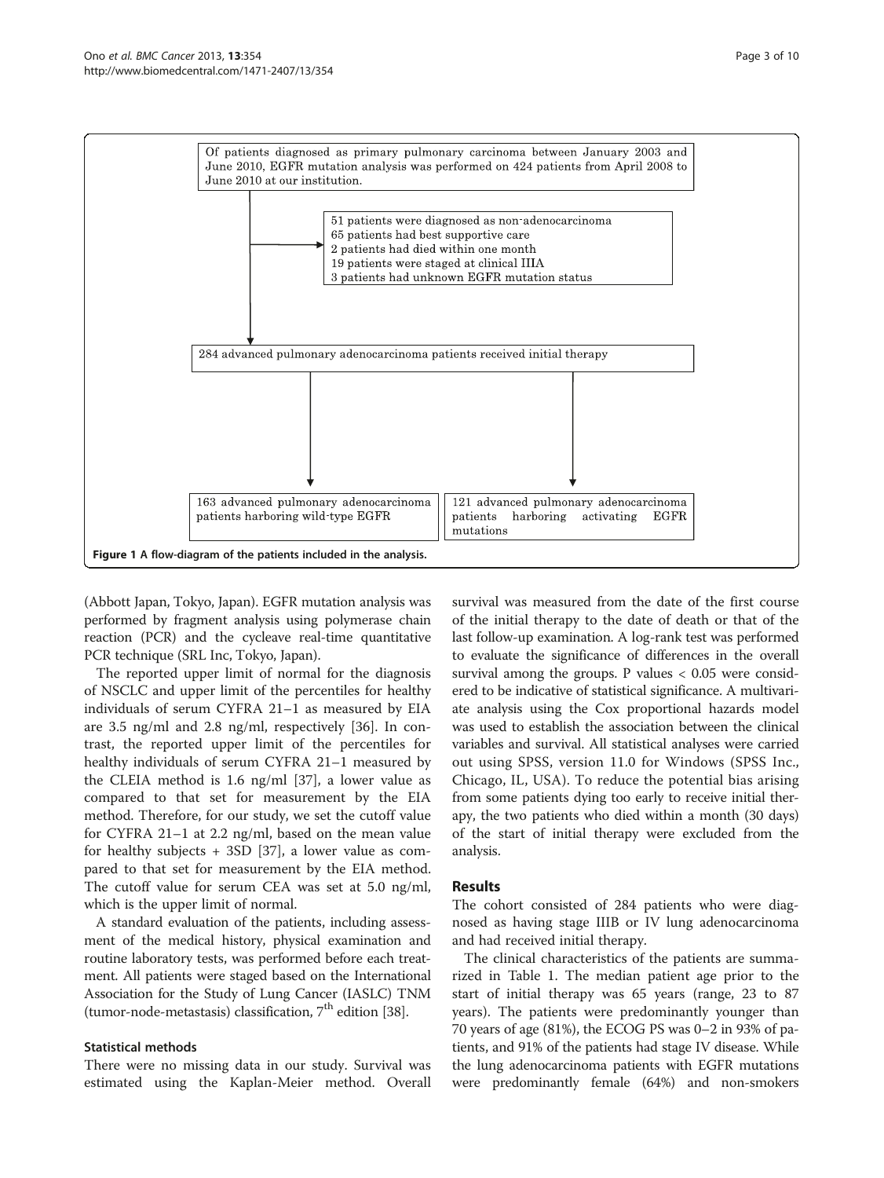Of patients diagnosed as primary pulmonary carcinoma between January 2003 and June 2010, EGFR mutation analysis was performed on 424 patients from April 2008 to June 2010 at our institution.

51 patients were diagnosed as non-adenocarcinoma
65 patients had best supportive care
2 patients had died within one month
19 patients were staged at clinical IIIA
3 patients had unknown EGFR mutation status

284 advanced pulmonary adenocarcinoma patients received initial therapy

163 advanced pulmonary adenocarcinoma patients harboring wild-type EGFR

121 advanced pulmonary adenocarcinoma patients harboring activating EGFR mutations

**Figure 1 A flow-diagram of the patients included in the analysis.**

(Abbott Japan, Tokyo, Japan). EGFR mutation analysis was performed by fragment analysis using polymerase chain reaction (PCR) and the cycleave real-time quantitative PCR technique (SRL Inc, Tokyo, Japan).

The reported upper limit of normal for the diagnosis of NSCLC and upper limit of the percentiles for healthy individuals of serum CYFRA 21–1 as measured by EIA are 3.5 ng/ml and 2.8 ng/ml, respectively [36]. In contrast, the reported upper limit of the percentiles for healthy individuals of serum CYFRA 21–1 measured by the CLEIA method is 1.6 ng/ml [37], a lower value as compared to that set for measurement by the EIA method. Therefore, for our study, we set the cutoff value for CYFRA 21–1 at 2.2 ng/ml, based on the mean value for healthy subjects + 3SD [37], a lower value as compared to that set for measurement by the EIA method. The cutoff value for serum CEA was set at 5.0 ng/ml, which is the upper limit of normal.

A standard evaluation of the patients, including assessment of the medical history, physical examination and routine laboratory tests, was performed before each treatment. All patients were staged based on the International Association for the Study of Lung Cancer (IASLC) TNM (tumor-node-metastasis) classification, 7th edition [38].

### Statistical methods

There were no missing data in our study. Survival was estimated using the Kaplan-Meier method. Overall survival was measured from the date of the first course of the initial therapy to the date of death or that of the last follow-up examination. A log-rank test was performed to evaluate the significance of differences in the overall survival among the groups. P values $< 0.05$ were considered to be indicative of statistical significance. A multivariate analysis using the Cox proportional hazards model was used to establish the association between the clinical variables and survival. All statistical analyses were carried out using SPSS, version 11.0 for Windows (SPSS Inc., Chicago, IL, USA). To reduce the potential bias arising from some patients dying too early to receive initial therapy, the two patients who died within a month (30 days) of the start of initial therapy were excluded from the analysis.

## Results

The cohort consisted of 284 patients who were diagnosed as having stage IIIB or IV lung adenocarcinoma and had received initial therapy.

The clinical characteristics of the patients are summarized in Table 1. The median patient age prior to the start of initial therapy was 65 years (range, 23 to 87 years). The patients were predominantly younger than 70 years of age (81%), the ECOG PS was 0–2 in 93% of patients, and 91% of the patients had stage IV disease. While the lung adenocarcinoma patients with EGFR mutations were predominantly female (64%) and non-smokers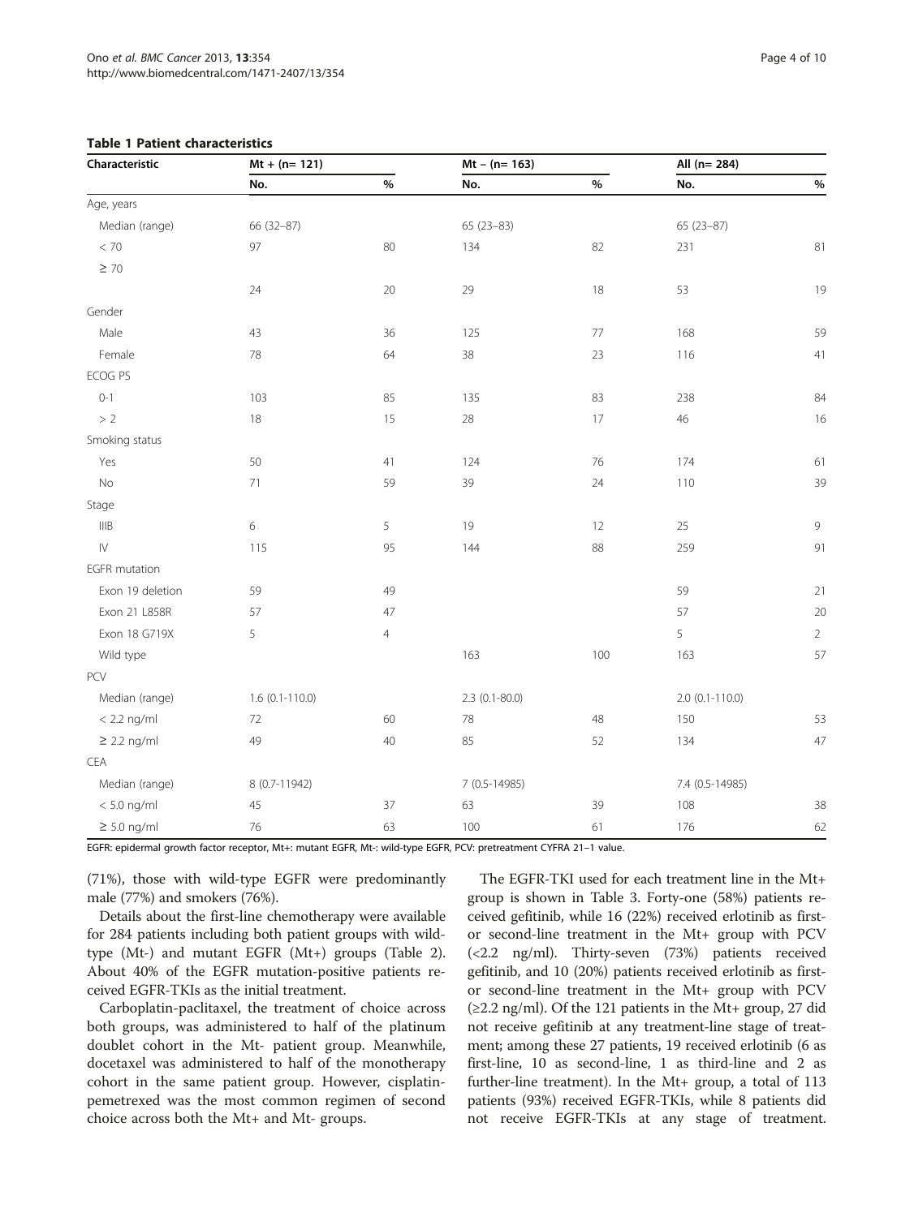**Table 1 Patient characteristics**

| Characteristic | Mt + (n= 121) | | Mt – (n= 163) | | All (n= 284) | |
|---|---|---|---|---|---|---|
| | No. | % | No. | % | No. | % |
| Age, years | | | | | | |
| Median (range) | 66 (32–87) | | 65 (23–83) | | 65 (23–87) | |
| < 70 | 97 | 80 | 134 | 82 | 231 | 81 |
| ≥ 70 | 24 | 20 | 29 | 18 | 53 | 19 |
| Gender | | | | | | |
| Male | 43 | 36 | 125 | 77 | 168 | 59 |
| Female | 78 | 64 | 38 | 23 | 116 | 41 |
| ECOG PS | | | | | | |
| 0-1 | 103 | 85 | 135 | 83 | 238 | 84 |
| > 2 | 18 | 15 | 28 | 17 | 46 | 16 |
| Smoking status | | | | | | |
| Yes | 50 | 41 | 124 | 76 | 174 | 61 |
| No | 71 | 59 | 39 | 24 | 110 | 39 |
| Stage | | | | | | |
| IIIB | 6 | 5 | 19 | 12 | 25 | 9 |
| IV | 115 | 95 | 144 | 88 | 259 | 91 |
| EGFR mutation | | | | | | |
| Exon 19 deletion | 59 | 49 | | | 59 | 21 |
| Exon 21 L858R | 57 | 47 | | | 57 | 20 |
| Exon 18 G719X | 5 | 4 | | | 5 | 2 |
| Wild type | | | 163 | 100 | 163 | 57 |
| PCV | | | | | | |
| Median (range) | 1.6 (0.1-110.0) | | 2.3 (0.1-80.0) | | 2.0 (0.1-110.0) | |
| < 2.2 ng/ml | 72 | 60 | 78 | 48 | 150 | 53 |
| ≥ 2.2 ng/ml | 49 | 40 | 85 | 52 | 134 | 47 |
| CEA | | | | | | |
| Median (range) | 8 (0.7-11942) | | 7 (0.5-14985) | | 7.4 (0.5-14985) | |
| < 5.0 ng/ml | 45 | 37 | 63 | 39 | 108 | 38 |
| ≥ 5.0 ng/ml | 76 | 63 | 100 | 61 | 176 | 62 |

EGFR: epidermal growth factor receptor, Mt+: mutant EGFR, Mt-: wild-type EGFR, PCV: pretreatment CYFRA 21–1 value.

(71%), those with wild-type EGFR were predominantly male (77%) and smokers (76%).

Details about the first-line chemotherapy were available for 284 patients including both patient groups with wild-type (Mt-) and mutant EGFR (Mt+) groups (Table 2). About 40% of the EGFR mutation-positive patients received EGFR-TKIs as the initial treatment.

Carboplatin-paclitaxel, the treatment of choice across both groups, was administered to half of the platinum doublet cohort in the Mt- patient group. Meanwhile, docetaxel was administered to half of the monotherapy cohort in the same patient group. However, cisplatin-pemetrexed was the most common regimen of second choice across both the Mt+ and Mt- groups.

The EGFR-TKI used for each treatment line in the Mt+ group is shown in Table 3. Forty-one (58%) patients received gefitinib, while 16 (22%) received erlotinib as first- or second-line treatment in the Mt+ group with PCV (<2.2 ng/ml). Thirty-seven (73%) patients received gefitinib, and 10 (20%) patients received erlotinib as first- or second-line treatment in the Mt+ group with PCV (≥2.2 ng/ml). Of the 121 patients in the Mt+ group, 27 did not receive gefitinib at any treatment-line stage of treatment; among these 27 patients, 19 received erlotinib (6 as first-line, 10 as second-line, 1 as third-line and 2 as further-line treatment). In the Mt+ group, a total of 113 patients (93%) received EGFR-TKIs, while 8 patients did not receive EGFR-TKIs at any stage of treatment.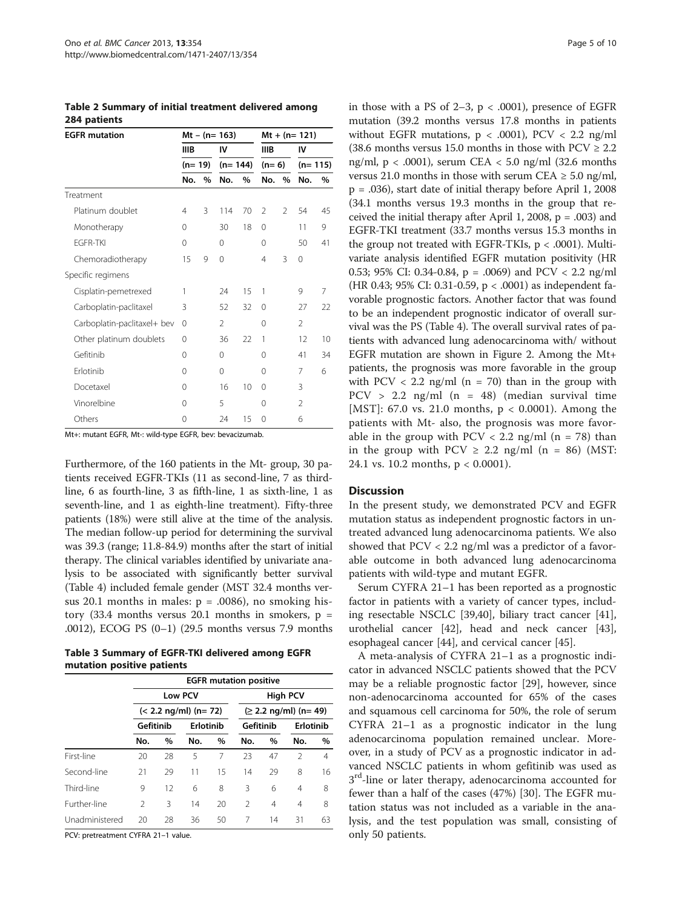**Table 2 Summary of initial treatment delivered among 284 patients**

| EGFR mutation | Mt – (n= 163) | | | | Mt + (n= 121) | | | |
|---|---|---|---|---|---|---|---|---|
| | IIIB | | IV | | IIIB | | IV | |
| | (n= 19) | | (n= 144) | | (n= 6) | | (n= 115) | |
| | No. | % | No. | % | No. | % | No. | % |
| Treatment | | | | | | | | |
| Platinum doublet | 4 | 3 | 114 | 70 | 2 | 2 | 54 | 45 |
| Monotherapy | 0 | | 30 | 18 | 0 | | 11 | 9 |
| EGFR-TKI | 0 | | 0 | | 0 | | 50 | 41 |
| Chemoradiotherapy | 15 | 9 | 0 | | 4 | 3 | 0 | |
| Specific regimens | | | | | | | | |
| Cisplatin-pemetrexed | 1 | | 24 | 15 | 1 | | 9 | 7 |
| Carboplatin-paclitaxel | 3 | | 52 | 32 | 0 | | 27 | 22 |
| Carboplatin-paclitaxel+ bev | 0 | | 2 | | 0 | | 2 | |
| Other platinum doublets | 0 | | 36 | 22 | 1 | | 12 | 10 |
| Gefitinib | 0 | | 0 | | 0 | | 41 | 34 |
| Erlotinib | 0 | | 0 | | 0 | | 7 | 6 |
| Docetaxel | 0 | | 16 | 10 | 0 | | 3 | |
| Vinorelbine | 0 | | 5 | | 0 | | 2 | |
| Others | 0 | | 24 | 15 | 0 | | 6 | |

Mt+: mutant EGFR, Mt-: wild-type EGFR, bev: bevacizumab.

Furthermore, of the 160 patients in the Mt- group, 30 patients received EGFR-TKIs (11 as second-line, 7 as third-line, 6 as fourth-line, 3 as fifth-line, 1 as sixth-line, 1 as seventh-line, and 1 as eighth-line treatment). Fifty-three patients (18%) were still alive at the time of the analysis. The median follow-up period for determining the survival was 39.3 (range; 11.8-84.9) months after the start of initial therapy. The clinical variables identified by univariate analysis to be associated with significantly better survival (Table 4) included female gender (MST 32.4 months versus 20.1 months in males: p = .0086), no smoking history (33.4 months versus 20.1 months in smokers, p = .0012), ECOG PS (0–1) (29.5 months versus 7.9 months in those with a PS of 2–3, p < .0001), presence of EGFR mutation (39.2 months versus 17.8 months in patients without EGFR mutations, p < .0001), PCV < 2.2 ng/ml (38.6 months versus 15.0 months in those with PCV ≥ 2.2 ng/ml, p < .0001), serum CEA < 5.0 ng/ml (32.6 months versus 21.0 months in those with serum CEA ≥ 5.0 ng/ml, p = .036), start date of initial therapy before April 1, 2008 (34.1 months versus 19.3 months in the group that received the initial therapy after April 1, 2008, p = .003) and EGFR-TKI treatment (33.7 months versus 15.3 months in the group not treated with EGFR-TKIs, p < .0001). Multivariate analysis identified EGFR mutation positivity (HR 0.53; 95% CI: 0.34-0.84, p = .0069) and PCV < 2.2 ng/ml (HR 0.43; 95% CI: 0.31-0.59, p < .0001) as independent favorable prognostic factors. Another factor that was found to be an independent prognostic indicator of overall survival was the PS (Table 4). The overall survival rates of patients with advanced lung adenocarcinoma with/ without EGFR mutation are shown in Figure 2. Among the Mt+ patients, the prognosis was more favorable in the group with PCV < 2.2 ng/ml (n = 70) than in the group with PCV > 2.2 ng/ml (n = 48) (median survival time [MST]: 67.0 vs. 21.0 months, p < 0.0001). Among the patients with Mt- also, the prognosis was more favorable in the group with PCV < 2.2 ng/ml (n = 78) than in the group with PCV ≥ 2.2 ng/ml (n = 86) (MST: 24.1 vs. 10.2 months, p < 0.0001).

**Table 3 Summary of EGFR-TKI delivered among EGFR mutation positive patients**

| | EGFR mutation positive | | | | | | | |
|---|---|---|---|---|---|---|---|---|
| | Low PCV | | | | High PCV | | | |
| | (< 2.2 ng/ml) (n= 72) | | | | (≥ 2.2 ng/ml) (n= 49) | | | |
| | Gefitinib | | Erlotinib | | Gefitinib | | Erlotinib | |
| | No. | % | No. | % | No. | % | No. | % |
| First-line | 20 | 28 | 5 | 7 | 23 | 47 | 2 | 4 |
| Second-line | 21 | 29 | 11 | 15 | 14 | 29 | 8 | 16 |
| Third-line | 9 | 12 | 6 | 8 | 3 | 6 | 4 | 8 |
| Further-line | 2 | 3 | 14 | 20 | 2 | 4 | 4 | 8 |
| Unadministered | 20 | 28 | 36 | 50 | 7 | 14 | 31 | 63 |

PCV: pretreatment CYFRA 21–1 value.

## Discussion

In the present study, we demonstrated PCV and EGFR mutation status as independent prognostic factors in untreated advanced lung adenocarcinoma patients. We also showed that PCV < 2.2 ng/ml was a predictor of a favorable outcome in both advanced lung adenocarcinoma patients with wild-type and mutant EGFR.

Serum CYFRA 21–1 has been reported as a prognostic factor in patients with a variety of cancer types, including resectable NSCLC [39,40], biliary tract cancer [41], urothelial cancer [42], head and neck cancer [43], esophageal cancer [44], and cervical cancer [45].

A meta-analysis of CYFRA 21–1 as a prognostic indicator in advanced NSCLC patients showed that the PCV may be a reliable prognostic factor [29], however, since non-adenocarcinoma accounted for 65% of the cases and squamous cell carcinoma for 50%, the role of serum CYFRA 21–1 as a prognostic indicator in the lung adenocarcinoma population remained unclear. Moreover, in a study of PCV as a prognostic indicator in advanced NSCLC patients in whom gefitinib was used as 3rd-line or later therapy, adenocarcinoma accounted for fewer than a half of the cases (47%) [30]. The EGFR mutation status was not included as a variable in the analysis, and the test population was small, consisting of only 50 patients.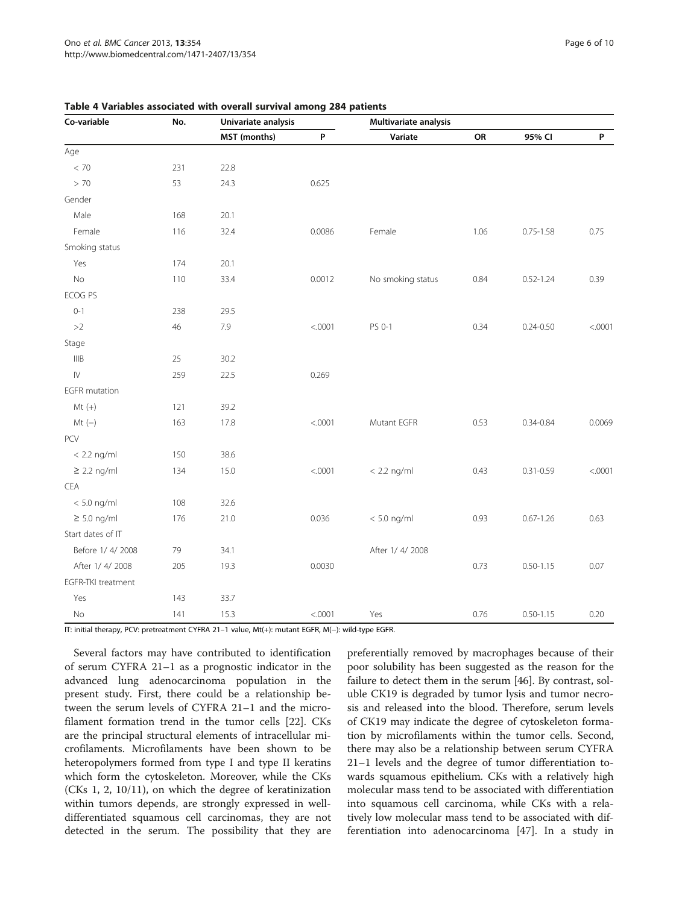**Table 4 Variables associated with overall survival among 284 patients**

| Co-variable | No. | Univariate analysis | | Multivariate analysis | | | |
|---|---|---|---|---|---|---|---|
| | | MST (months) | P | Variate | OR | 95% CI | P |
| Age | | | | | | | |
| < 70 | 231 | 22.8 | | | | | |
| > 70 | 53 | 24.3 | 0.625 | | | | |
| Gender | | | | | | | |
| Male | 168 | 20.1 | | | | | |
| Female | 116 | 32.4 | 0.0086 | Female | 1.06 | 0.75-1.58 | 0.75 |
| Smoking status | | | | | | | |
| Yes | 174 | 20.1 | | | | | |
| No | 110 | 33.4 | 0.0012 | No smoking status | 0.84 | 0.52-1.24 | 0.39 |
| ECOG PS | | | | | | | |
| 0-1 | 238 | 29.5 | | | | | |
| >2 | 46 | 7.9 | <.0001 | PS 0-1 | 0.34 | 0.24-0.50 | <.0001 |
| Stage | | | | | | | |
| IIIB | 25 | 30.2 | | | | | |
| IV | 259 | 22.5 | 0.269 | | | | |
| EGFR mutation | | | | | | | |
| Mt (+) | 121 | 39.2 | | | | | |
| Mt (−) | 163 | 17.8 | <.0001 | Mutant EGFR | 0.53 | 0.34-0.84 | 0.0069 |
| PCV | | | | | | | |
| < 2.2 ng/ml | 150 | 38.6 | | | | | |
| ≥ 2.2 ng/ml | 134 | 15.0 | <.0001 | < 2.2 ng/ml | 0.43 | 0.31-0.59 | <.0001 |
| CEA | | | | | | | |
| < 5.0 ng/ml | 108 | 32.6 | | | | | |
| ≥ 5.0 ng/ml | 176 | 21.0 | 0.036 | < 5.0 ng/ml | 0.93 | 0.67-1.26 | 0.63 |
| Start dates of IT | | | | | | | |
| Before 1/ 4/ 2008 | 79 | 34.1 | | After 1/ 4/ 2008 | | | |
| After 1/ 4/ 2008 | 205 | 19.3 | 0.0030 | | 0.73 | 0.50-1.15 | 0.07 |
| EGFR-TKI treatment | | | | | | | |
| Yes | 143 | 33.7 | | | | | |
| No | 141 | 15.3 | <.0001 | Yes | 0.76 | 0.50-1.15 | 0.20 |

IT: initial therapy, PCV: pretreatment CYFRA 21–1 value, Mt(+): mutant EGFR, M(−): wild-type EGFR.

Several factors may have contributed to identification of serum CYFRA 21–1 as a prognostic indicator in the advanced lung adenocarcinoma population in the present study. First, there could be a relationship between the serum levels of CYFRA 21–1 and the microfilament formation trend in the tumor cells [22]. CKs are the principal structural elements of intracellular microfilaments. Microfilaments have been shown to be heteropolymers formed from type I and type II keratins which form the cytoskeleton. Moreover, while the CKs (CKs 1, 2, 10/11), on which the degree of keratinization within tumors depends, are strongly expressed in well-differentiated squamous cell carcinomas, they are not detected in the serum. The possibility that they are preferentially removed by macrophages because of their poor solubility has been suggested as the reason for the failure to detect them in the serum [46]. By contrast, soluble CK19 is degraded by tumor lysis and tumor necrosis and released into the blood. Therefore, serum levels of CK19 may indicate the degree of cytoskeleton formation by microfilaments within the tumor cells. Second, there may also be a relationship between serum CYFRA 21–1 levels and the degree of tumor differentiation towards squamous epithelium. CKs with a relatively high molecular mass tend to be associated with differentiation into squamous cell carcinoma, while CKs with a relatively low molecular mass tend to be associated with differentiation into adenocarcinoma [47]. In a study in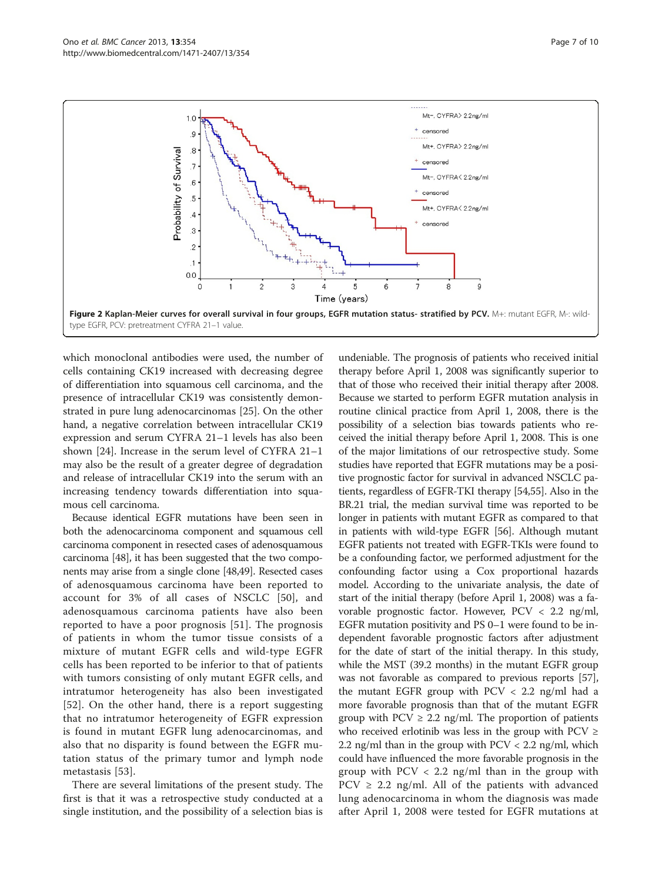**Figure 2 Kaplan-Meier curves for overall survival in four groups, EGFR mutation status- stratified by PCV.** M+: mutant EGFR, M-: wild-type EGFR, PCV: pretreatment CYFRA 21–1 value.

which monoclonal antibodies were used, the number of cells containing CK19 increased with decreasing degree of differentiation into squamous cell carcinoma, and the presence of intracellular CK19 was consistently demonstrated in pure lung adenocarcinomas [25]. On the other hand, a negative correlation between intracellular CK19 expression and serum CYFRA 21–1 levels has also been shown [24]. Increase in the serum level of CYFRA 21–1 may also be the result of a greater degree of degradation and release of intracellular CK19 into the serum with an increasing tendency towards differentiation into squamous cell carcinoma.

Because identical EGFR mutations have been seen in both the adenocarcinoma component and squamous cell carcinoma component in resected cases of adenosquamous carcinoma [48], it has been suggested that the two components may arise from a single clone [48,49]. Resected cases of adenosquamous carcinoma have been reported to account for 3% of all cases of NSCLC [50], and adenosquamous carcinoma patients have also been reported to have a poor prognosis [51]. The prognosis of patients in whom the tumor tissue consists of a mixture of mutant EGFR cells and wild-type EGFR cells has been reported to be inferior to that of patients with tumors consisting of only mutant EGFR cells, and intratumor heterogeneity has also been investigated [52]. On the other hand, there is a report suggesting that no intratumor heterogeneity of EGFR expression is found in mutant EGFR lung adenocarcinomas, and also that no disparity is found between the EGFR mutation status of the primary tumor and lymph node metastasis [53].

There are several limitations of the present study. The first is that it was a retrospective study conducted at a single institution, and the possibility of a selection bias is undeniable. The prognosis of patients who received initial therapy before April 1, 2008 was significantly superior to that of those who received their initial therapy after 2008. Because we started to perform EGFR mutation analysis in routine clinical practice from April 1, 2008, there is the possibility of a selection bias towards patients who received the initial therapy before April 1, 2008. This is one of the major limitations of our retrospective study. Some studies have reported that EGFR mutations may be a positive prognostic factor for survival in advanced NSCLC patients, regardless of EGFR-TKI therapy [54,55]. Also in the BR.21 trial, the median survival time was reported to be longer in patients with mutant EGFR as compared to that in patients with wild-type EGFR [56]. Although mutant EGFR patients not treated with EGFR-TKIs were found to be a confounding factor, we performed adjustment for the confounding factor using a Cox proportional hazards model. According to the univariate analysis, the date of start of the initial therapy (before April 1, 2008) was a favorable prognostic factor. However, PCV $<$ 2.2 ng/ml, EGFR mutation positivity and PS 0–1 were found to be independent favorable prognostic factors after adjustment for the date of start of the initial therapy. In this study, while the MST (39.2 months) in the mutant EGFR group was not favorable as compared to previous reports [57], the mutant EGFR group with PCV $<$ 2.2 ng/ml had a more favorable prognosis than that of the mutant EGFR group with PCV $\geq$ 2.2 ng/ml. The proportion of patients who received erlotinib was less in the group with PCV $\geq$ 2.2 ng/ml than in the group with PCV $<$ 2.2 ng/ml, which could have influenced the more favorable prognosis in the group with PCV $<$ 2.2 ng/ml than in the group with PCV $\geq$ 2.2 ng/ml. All of the patients with advanced lung adenocarcinoma in whom the diagnosis was made after April 1, 2008 were tested for EGFR mutations at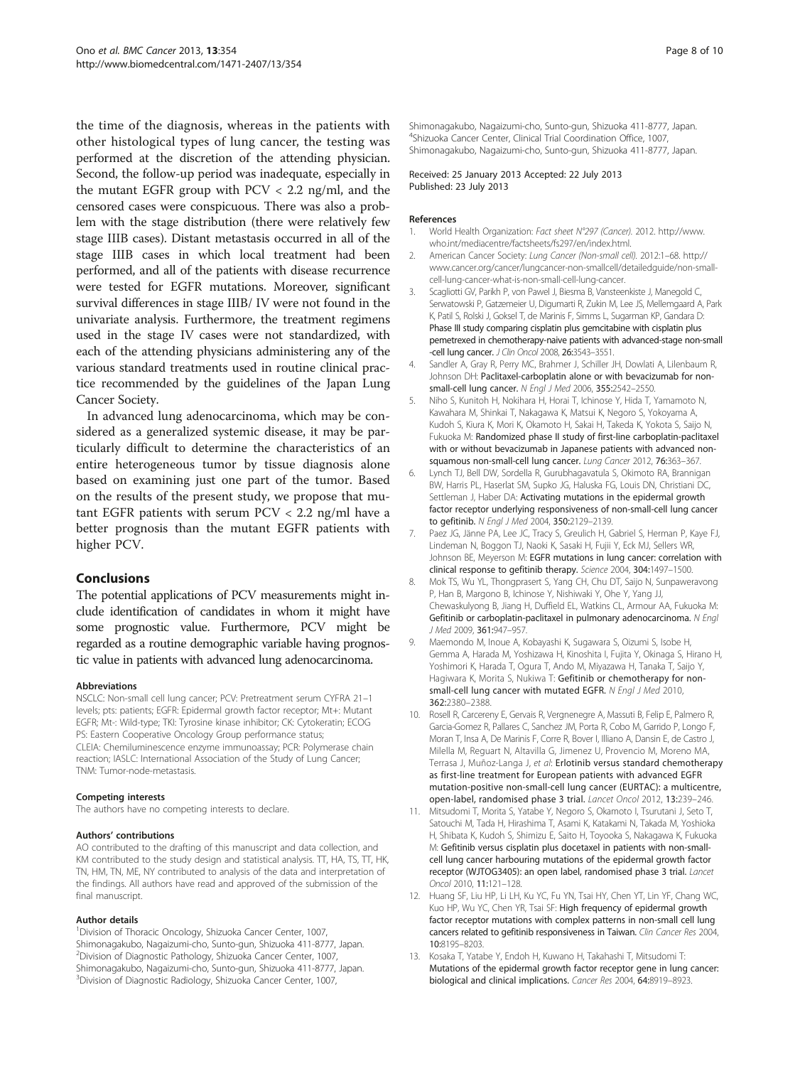the time of the diagnosis, whereas in the patients with other histological types of lung cancer, the testing was performed at the discretion of the attending physician. Second, the follow-up period was inadequate, especially in the mutant EGFR group with PCV < 2.2 ng/ml, and the censored cases were conspicuous. There was also a problem with the stage distribution (there were relatively few stage IIIB cases). Distant metastasis occurred in all of the stage IIIB cases in which local treatment had been performed, and all of the patients with disease recurrence were tested for EGFR mutations. Moreover, significant survival differences in stage IIIB/ IV were not found in the univariate analysis. Furthermore, the treatment regimens used in the stage IV cases were not standardized, with each of the attending physicians administering any of the various standard treatments used in routine clinical practice recommended by the guidelines of the Japan Lung Cancer Society.

In advanced lung adenocarcinoma, which may be considered as a generalized systemic disease, it may be particularly difficult to determine the characteristics of an entire heterogeneous tumor by tissue diagnosis alone based on examining just one part of the tumor. Based on the results of the present study, we propose that mutant EGFR patients with serum PCV < 2.2 ng/ml have a better prognosis than the mutant EGFR patients with higher PCV.

## Conclusions

The potential applications of PCV measurements might include identification of candidates in whom it might have some prognostic value. Furthermore, PCV might be regarded as a routine demographic variable having prognostic value in patients with advanced lung adenocarcinoma.

#### Abbreviations

NSCLC: Non-small cell lung cancer; PCV: Pretreatment serum CYFRA 21–1 levels; pts: patients; EGFR: Epidermal growth factor receptor; Mt+: Mutant EGFR; Mt-: Wild-type; TKI: Tyrosine kinase inhibitor; CK: Cytokeratin; ECOG PS: Eastern Cooperative Oncology Group performance status; CLEIA: Chemiluminescence enzyme immunoassay; PCR: Polymerase chain reaction; IASLC: International Association of the Study of Lung Cancer; TNM: Tumor-node-metastasis.

#### Competing interests

The authors have no competing interests to declare.

#### Authors' contributions

AO contributed to the drafting of this manuscript and data collection, and KM contributed to the study design and statistical analysis. TT, HA, TS, TT, HK, TN, HM, TN, ME, NY contributed to analysis of the data and interpretation of the findings. All authors have read and approved of the submission of the final manuscript.

#### Author details

[1]Division of Thoracic Oncology, Shizuoka Cancer Center, 1007, Shimonagakubo, Nagaizumi-cho, Sunto-gun, Shizuoka 411-8777, Japan. [2]Division of Diagnostic Pathology, Shizuoka Cancer Center, 1007, Shimonagakubo, Nagaizumi-cho, Sunto-gun, Shizuoka 411-8777, Japan. [3]Division of Diagnostic Radiology, Shizuoka Cancer Center, 1007, Shimonagakubo, Nagaizumi-cho, Sunto-gun, Shizuoka 411-8777, Japan. [4]Shizuoka Cancer Center, Clinical Trial Coordination Office, 1007, Shimonagakubo, Nagaizumi-cho, Sunto-gun, Shizuoka 411-8777, Japan.

Received: 25 January 2013 Accepted: 22 July 2013
Published: 23 July 2013

#### References

1. World Health Organization: *Fact sheet N°297 (Cancer)*. 2012. http://www.who.int/mediacentre/factsheets/fs297/en/index.html.
2. American Cancer Society: *Lung Cancer (Non-small cell)*. 2012:1–68. http://www.cancer.org/cancer/lungcancer-non-smallcell/detailedguide/non-small-cell-lung-cancer-what-is-non-small-cell-lung-cancer.
3. Scagliotti GV, Parikh P, von Pawel J, Biesma B, Vansteenkiste J, Manegold C, Serwatowski P, Gatzemeier U, Digumarti R, Zukin M, Lee JS, Mellemgaard A, Park K, Patil S, Rolski J, Goksel T, de Marinis F, Simms L, Sugarman KP, Gandara D: **Phase III study comparing cisplatin plus gemcitabine with cisplatin plus pemetrexed in chemotherapy-naive patients with advanced-stage non-small -cell lung cancer.** *J Clin Oncol* 2008, **26**:3543–3551.
4. Sandler A, Gray R, Perry MC, Brahmer J, Schiller JH, Dowlati A, Lilenbaum R, Johnson DH: **Paclitaxel-carboplatin alone or with bevacizumab for non-small-cell lung cancer.** *N Engl J Med* 2006, **355**:2542–2550.
5. Niho S, Kunitoh H, Nokihara H, Horai T, Ichinose Y, Hida T, Yamamoto N, Kawahara M, Shinkai T, Nakagawa K, Matsui K, Negoro S, Yokoyama A, Kudoh S, Kiura K, Mori K, Okamoto H, Sakai H, Takeda K, Yokota S, Saijo N, Fukuoka M: **Randomized phase II study of first-line carboplatin-paclitaxel with or without bevacizumab in Japanese patients with advanced non-squamous non-small-cell lung cancer.** *Lung Cancer* 2012, **76**:363–367.
6. Lynch TJ, Bell DW, Sordella R, Gurubhagavatula S, Okimoto RA, Brannigan BW, Harris PL, Haserlat SM, Supko JG, Haluska FG, Louis DN, Christiani DC, Settleman J, Haber DA: **Activating mutations in the epidermal growth factor receptor underlying responsiveness of non-small-cell lung cancer to gefitinib.** *N Engl J Med* 2004, **350**:2129–2139.
7. Paez JG, Jänne PA, Lee JC, Tracy S, Greulich H, Gabriel S, Herman P, Kaye FJ, Lindeman N, Boggon TJ, Naoki K, Sasaki H, Fujii Y, Eck MJ, Sellers WR, Johnson BE, Meyerson M: **EGFR mutations in lung cancer: correlation with clinical response to gefitinib therapy.** *Science* 2004, **304**:1497–1500.
8. Mok TS, Wu YL, Thongprasert S, Yang CH, Chu DT, Saijo N, Sunpaweravong P, Han B, Margono B, Ichinose Y, Nishiwaki Y, Ohe Y, Yang JJ, Chewaskulyong B, Jiang H, Duffield EL, Watkins CL, Armour AA, Fukuoka M: **Gefitinib or carboplatin-paclitaxel in pulmonary adenocarcinoma.** *N Engl J Med* 2009, **361**:947–957.
9. Maemondo M, Inoue A, Kobayashi K, Sugawara S, Oizumi S, Isobe H, Gemma A, Harada M, Yoshizawa H, Kinoshita I, Fujita Y, Okinaga S, Hirano H, Yoshimori K, Harada T, Ogura T, Ando M, Miyazawa H, Tanaka T, Saijo Y, Hagiwara K, Morita S, Nukiwa T: **Gefitinib or chemotherapy for non-small-cell lung cancer with mutated EGFR.** *N Engl J Med* 2010, **362**:2380–2388.
10. Rosell R, Carcereny E, Gervais R, Vergnenegre A, Massuti B, Felip E, Palmero R, Garcia-Gomez R, Pallares C, Sanchez JM, Porta R, Cobo M, Garrido P, Longo F, Moran T, Insa A, De Marinis F, Corre R, Bover I, Illiano A, Dansin E, de Castro J, Milella M, Reguart N, Altavilla G, Jimenez U, Provencio M, Moreno MA, Terrasa J, Muñoz-Langa J, *et al*: **Erlotinib versus standard chemotherapy as first-line treatment for European patients with advanced EGFR mutation-positive non-small-cell lung cancer (EURTAC): a multicentre, open-label, randomised phase 3 trial.** *Lancet Oncol* 2012, **13**:239–246.
11. Mitsudomi T, Morita S, Yatabe Y, Negoro S, Okamoto I, Tsurutani J, Seto T, Satouchi M, Tada H, Hirashima T, Asami K, Katakami N, Takada M, Yoshioka H, Shibata K, Kudoh S, Shimizu E, Saito H, Toyooka S, Nakagawa K, Fukuoka M: **Gefitinib versus cisplatin plus docetaxel in patients with non-small-cell lung cancer harbouring mutations of the epidermal growth factor receptor (WJTOG3405): an open label, randomised phase 3 trial.** *Lancet Oncol* 2010, **11**:121–128.
12. Huang SF, Liu HP, Li LH, Ku YC, Fu YN, Tsai HY, Chen YT, Lin YF, Chang WC, Kuo HP, Wu YC, Chen YR, Tsai SF: **High frequency of epidermal growth factor receptor mutations with complex patterns in non-small cell lung cancers related to gefitinib responsiveness in Taiwan.** *Clin Cancer Res* 2004, **10**:8195–8203.
13. Kosaka T, Yatabe Y, Endoh H, Kuwano H, Takahashi T, Mitsudomi T: **Mutations of the epidermal growth factor receptor gene in lung cancer: biological and clinical implications.** *Cancer Res* 2004, **64**:8919–8923.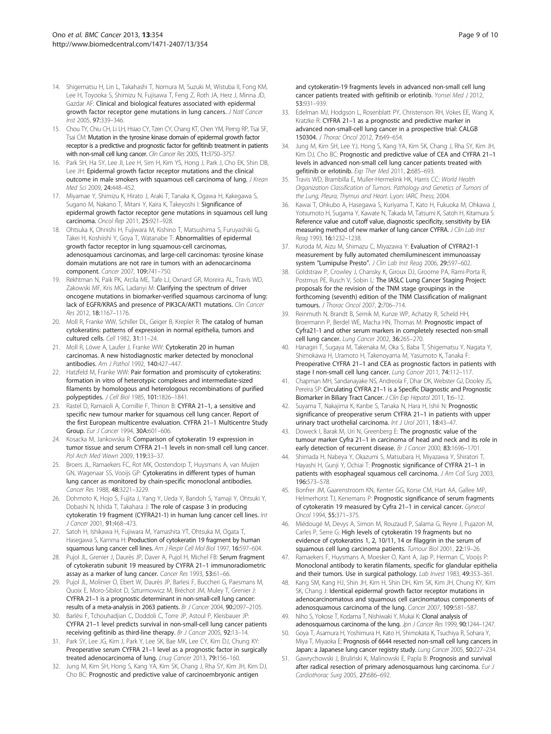14. Shigematsu H, Lin L, Takahashi T, Nomura M, Suzuki M, Wistuba II, Fong KM, Lee H, Toyooka S, Shimizu N, Fujisawa T, Feng Z, Roth JA, Herz J, Minna JD, Gazdar AF: **Clinical and biological features associated with epidermal growth factor receptor gene mutations in lung cancers.** *J Natl Cancer Inst* 2005, **97:**339–346.
15. Chou TY, Chiu CH, Li LH, Hsiao CY, Tzen CY, Chang KT, Chen YM, Perng RP, Tsai SF, Tsai CM: **Mutation in the tyrosine kinase domain of epidermal growth factor receptor is a predictive and prognostic factor for gefitinib treatment in patients with non-small cell lung cancer.** *Clin Cancer Res* 2005, **11:**3750–3757.
16. Park SH, Ha SY, Lee JI, Lee H, Sim H, Kim YS, Hong J, Park J, Cho EK, Shin DB, Lee JH: **Epidermal growth factor receptor mutations and the clinical outcome in male smokers with squamous cell carcinoma of lung.** *J Krean Med Sci* 2009, **24:**448–452.
17. Miyamae Y, Shimizu K, Hirato J, Araki T, Tanaka K, Ogawa H, Kakegawa S, Sugano M, Nakano T, Mitani Y, Kaira K, Takeyoshi I: **Significance of epidermal growth factor receptor gene mutations in squamous cell lung carcinoma.** *Oncol Rep* 2011, **25:**921–928.
18. Ohtsuka K, Ohnishi H, Fujiwara M, Kishino T, Matsushima S, Furuyashiki G, Takei H, Koshiishi Y, Goya T, Watanabe T: **Abnormalities of epidermal growth factor receptor in lung squamous-cell carcinomas, adenosquamous carcinomas, and large-cell carcinomas: tyrosine kinase domain mutations are not rare in tumors with an adenocarcinoma component.** *Cancer* 2007, **109:**741–750.
19. Rekhtman N, Paik PK, Arcila ME, Tafe LJ, Oxnard GR, Moreira AL, Travis WD, Zakowski MF, Kris MG, Ladanyi M: **Clarifying the spectrum of driver oncogene mutations in biomarker-verified squamous carcinoma of lung: lack of EGFR/KRAS and presence of PIK3CA/AKT1 mutations.** *Clin Cancer Res* 2012, **18:**1167–1176.
20. Moll R, Franke WW, Schiller DL, Geiger B, Krepler R: **The catalog of human cytokeratins: patterns of expression in normal epithelia, tumors and cultured cells.** *Cell* 1982, **31:**11–24.
21. Moll R, Löwe A, Laufer J, Franke WW: **Cytokeratin 20 in human carcinomas. A new histodiagnostic marker detected by monoclonal antibodies.** *Am J Pathol* 1992, **140:**427–447.
22. Hatzfeld M, Franke WW: **Pair formation and promiscuity of cytokeratins: formation in vitro of heterotypic complexes and intermediate-sized filaments by homologous and heterologous recombinations of purified polypeptides.** *J Cell Biol* 1985, **101:**1826–1841.
23. Rastel D, Ramaioli A, Cornillie F, Thirion B: **CYFRA 21–1, a sensitive and specific new tumour marker for squamous cell lung cancer. Report of the first European multicentre evaluation. CYFRA 21–1 Multicentre Study Group.** *Eur J Cancer* 1994, **30A:**601–606.
24. Kosacka M, Jankowska R: **Comparison of cytokeratin 19 expression in tumor tissue and serum CYFRA 21–1 levels in non-small cell lung cancer.** *Pol Arch Med Wewn* 2009, **119:**33–37.
25. Broers JL, Ramaekers FC, Rot MK, Oostendorp T, Huysmans A, van Muijen GN, Wagenaar SS, Vooijs GP: **Cytokeratins in different types of human lung cancer as monitored by chain-specific monoclonal antibodies.** *Cancer Res* 1988, **48:**3221–3229.
26. Dohmoto K, Hojo S, Fujita J, Yang Y, Ueda Y, Bandoh S, Yamaji Y, Ohtsuki Y, Dobashi N, Ishida T, Takahara J: **The role of caspase 3 in producing cytokeratin 19 fragment (CYFRA21-1) in human lung cancer cell lines.** *Int J Cancer* 2001, **91:**468–473.
27. Satoh H, Ishikawa H, Fujiwara M, Yamashita YT, Ohtsuka M, Ogata T, Hasegawa S, Kamma H: **Production of cytokeratin 19 fragment by human squamous lung cancer cell lines.** *Am J Respir Cell Mol Biol* 1997, **16:**597–604.
28. Pujol JL, Grenier J, Daurès JP, Daver A, Pujol H, Michel FB: **Serum fragment of cytokeratin subunit 19 measured by CYFRA 21–1 immunoradiometric assay as a marker of lung cancer.** *Cancer Res* 1993, **53:**61–66.
29. Pujol JL, Molinier O, Ebert W, Daurès JP, Barlesi F, Buccheri G, Paesmans M, Quoix E, Moro-Sibilot D, Szturmowicz M, Bréchot JM, Muley T, Grenier J: **CYFRA 21–1 is a prognostic determinant in non-small-cell lung cancer: results of a meta-analysis in 2063 patients.** *Br J Cancer* 2004, **90:**2097–2105.
30. Barlési F, Tchouhadjian C, Doddoli C, Torre JP, Astoul P, Kleisbauer JP: **CYFRA 21–1 level predicts survival in non-small-cell lung cancer patients receiving gefitinib as third-line therapy.** *Br J Cancer* 2005, **92:**13–14.
31. Park SY, Lee JG, Kim J, Park Y, Lee SK, Bae MK, Lee CY, Kim DJ, Chung KY: **Preoperative serum CYFRA 21–1 level as a prognostic factor in surgically treated adenocarcinoma of lung.** *Lnug Cancer* 2013, **79:**156–160.
32. Jung M, Kim SH, Hong S, Kang YA, Kim SK, Chang J, Rha SY, Kim JH, Kim DJ, Cho BC: **Prognostic and predictive value of carcinoembryonic antigen and cytokeratin-19 fragments levels in advanced non-small cell lung cancer patients treated with gefitinib or erlotinib.** *Yonsei Med J* 2012, **53:**931–939.
33. Edelman MJ, Hodgson L, Rosenblatt PY, Christenson RH, Vokes EE, Wang X, Kratzke R: **CYFRA 21–1 as a prognostic and predictive marker in advanced non-small-cell lung cancer in a prospective trial: CALGB 150304.** *J Thorac Oncol* 2012, **7:**649–654.
34. Jung M, Kim SH, Lee YJ, Hong S, Kang YA, Kim SK, Chang J, Rha SY, Kim JH, Kim DJ, Cho BC: **Prognostic and predictive value of CEA and CYFRA 21–1 levels in advanced non-small cell lung cancer patients treated with gefitinib or erlotinib.** *Exp Ther Med* 2011, **2:**685–693.
35. Travis WD, Brambilla E, Muller-Hermelink HK, Harris CC: *World Health Organization Classification of Tumors. Pathology and Genetics of Tumors of the Lung, Pleura, Thymus and Heart.* Lyon: IARC Press; 2004.
36. Kawai T, Ohkubo A, Hasegawa S, Kuriyama T, Kato H, Fukuoka M, Ohkawa J, Yotsumoto H, Sugama Y, Kawate N, Takada M, Tatsumi K, Satoh H, Kitamura S: **Reference value and cutoff value, diagnostic specificity, sensitivity by EIA measuring method of new marker of lung cancer CYFRA.** *J Clin Lab Inst Reag* 1993, **16:**1232–1238.
37. Kuroda M, Aizu M, Shimazu C, Miyazawa Y: **Evaluation of CYFRA21-1 measurement by fully automated chemiluminescent immunoassay system "Lumipulse Presto".** *J Clin Lab Inst Reag* 2006, **29:**597–602.
38. Goldstraw P, Crowley J, Chansky K, Giroux DJ, Groome PA, Rami-Porta R, Postmus PE, Rusch V, Sobin L: **The IASLC Lung Cancer Staging Project: proposals for the revision of the TNM stage groupings in the forthcoming (seventh) edition of the TNM Classification of malignant tumours.** *J Thorac Oncol* 2007, **2:**706–714.
39. Reinmuth N, Brandt B, Semik M, Kunze WP, Achatzy R, Scheld HH, Broermann P, Berdel WE, Macha HN, Thomas M: **Prognostic impact of Cyfra21-1 and other serum markers in completely resected non-small cell lung cancer.** *Lung Cancer* 2002, **36:**265–270.
40. Hanagiri T, Sugaya M, Takenaka M, Oka S, Baba T, Shigematsu Y, Nagata Y, Shimokawa H, Uramoto H, Takenoyama M, Yasumoto K, Tanaka F: **Preoperative CYFRA 21–1 and CEA as prognostic factors in patients with stage I non-small cell lung cancer.** *Lung Cancer* 2011, **74:**112–117.
41. Chapman MH, Sandanayake NS, Andreola F, Dhar DK, Webster GJ, Dooley JS, Pereira SP: **Circulating CYFRA 21–1 is a Specific Diagnostic and Prognostic Biomarker in Biliary Tract Cancer.** *J Clin Exp Hepatol* 2011, **1:**6–12.
42. Suyama T, Nakajima K, Kanbe S, Tanaka N, Hara H, Ishii N: **Prognostic significance of preoperative serum CYFRA 21–1 in patients with upper urinary tract urothelial carcinoma.** *Int J Urol* 2011, **18:**43–47.
43. Doweck I, Barak M, Uri N, Greenberg E: **The prognostic value of the tumour marker Cyfra 21–1 in carcinoma of head and neck and its role in early detection of recurrent disease.** *Br J Cancer* 2000, **83:**1696–1701.
44. Shimada H, Nabeya Y, Okazumi S, Matsubara H, Miyazawa Y, Shiratori T, Hayashi H, Gunji Y, Ochiai T: **Prognostic significance of CYFRA 21–1 in patients with esophageal squamous cell carcinoma.** *J Am Coll Surg* 2003, **196:**573–578.
45. Bonfrer JM, Gaarenstroom KN, Kenter GG, Korse CM, Hart AA, Gallee MP, Helmerhorst TJ, Kenemans P: **Prognostic significance of serum fragments of cytokeratin 19 measured by Cyfra 21–1 in cervical cancer.** *Gynecol Oncol* 1994, **55:**371–375.
46. Miédougé M, Devys A, Simon M, Rouzaud P, Salama G, Reyre J, Pujazon M, Carles P, Serre G: **High levels of cytokeratin 19 fragments but no evidence of cytokeratins 1, 2, 10/11, 14 or filaggrin in the serum of squamous cell lung carcinoma patients.** *Tumour Biol* 2001, **22:**19–26.
47. Ramaekers F, Huysmans A, Moesker O, Kant A, Jap P, Herman C, Vooijs P: **Monoclonal antibody to keratin filaments, specific for glandular epithelia and their tumors. Use in surgical pathology.** *Lab Invest* 1983, **49:**353–361.
48. Kang SM, Kang HJ, Shin JH, Kim H, Shin DH, Kim SK, Kim JH, Chung KY, Kim SK, Chang J: **Identical epidermal growth factor receptor mutations in adenocarcinomatous and squamous cell carcinomatous components of adenosquamous carcinoma of the lung.** *Cancer* 2007, **109:**581–587.
49. Niho S, Yokose T, Kodama T, Nishiwaki Y, Mukai K: **Clonal analysis of adenosquamous carcinoma of the lung.** *Jpn J Cancer Res* 1999, **90:**1244–1247.
50. Goya T, Asamura H, Yoshimura H, Kato H, Shimokata K, Tsuchiya R, Sohara Y, Miya T, Miyaoka E: **Prognosis of 6644 resected non-small cell lung cancers in Japan: a Japanese lung cancer registry study.** *Lung Cancer* 2005, **50:**227–234.
51. Gawrychowski J, Bruliński K, Malinowski E, Papla B: **Prognosis and survival after radical resection of primary adenosquamous lung carcinoma.** *Eur J Cardiothorac Surg* 2005, **27:**686–692.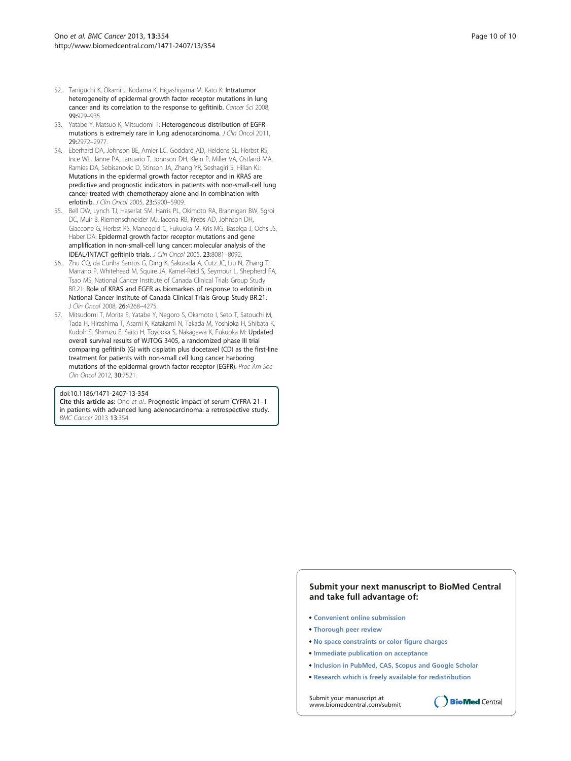52. Taniguchi K, Okami J, Kodama K, Higashiyama M, Kato K: **Intratumor heterogeneity of epidermal growth factor receptor mutations in lung cancer and its correlation to the response to gefitinib.** *Cancer Sci* 2008, **99:**929–935.
53. Yatabe Y, Matsuo K, Mitsudomi T: **Heterogeneous distribution of EGFR mutations is extremely rare in lung adenocarcinoma.** *J Clin Oncol* 2011, **29:**2972–2977.
54. Eberhard DA, Johnson BE, Amler LC, Goddard AD, Heldens SL, Herbst RS, Ince WL, Jänne PA, Januario T, Johnson DH, Klein P, Miller VA, Ostland MA, Ramies DA, Sebisanovic D, Stinson JA, Zhang YR, Seshagiri S, Hillan KJ: **Mutations in the epidermal growth factor receptor and in KRAS are predictive and prognostic indicators in patients with non-small-cell lung cancer treated with chemotherapy alone and in combination with erlotinib.** *J Clin Oncol* 2005, **23:**5900–5909.
55. Bell DW, Lynch TJ, Haserlat SM, Harris PL, Okimoto RA, Brannigan BW, Sgroi DC, Muir B, Riemenschneider MJ, Iacona RB, Krebs AD, Johnson DH, Giaccone G, Herbst RS, Manegold C, Fukuoka M, Kris MG, Baselga J, Ochs JS, Haber DA: **Epidermal growth factor receptor mutations and gene amplification in non-small-cell lung cancer: molecular analysis of the IDEAL/INTACT gefitinib trials.** *J Clin Oncol* 2005, **23:**8081–8092.
56. Zhu CQ, da Cunha Santos G, Ding K, Sakurada A, Cutz JC, Liu N, Zhang T, Marrano P, Whitehead M, Squire JA, Kamel-Reid S, Seymour L, Shepherd FA, Tsao MS, National Cancer Institute of Canada Clinical Trials Group Study BR.21: **Role of KRAS and EGFR as biomarkers of response to erlotinib in National Cancer Institute of Canada Clinical Trials Group Study BR.21.** *J Clin Oncol* 2008, **26:**4268–4275.
57. Mitsudomi T, Morita S, Yatabe Y, Negoro S, Okamoto I, Seto T, Satouchi M, Tada H, Hirashima T, Asami K, Katakami N, Takada M, Yoshioka H, Shibata K, Kudoh S, Shimizu E, Saito H, Toyooka S, Nakagawa K, Fukuoka M: **Updated overall survival results of WJTOG 3405, a randomized phase III trial comparing gefitinib (G) with cisplatin plus docetaxel (CD) as the first-line treatment for patients with non-small cell lung cancer harboring mutations of the epidermal growth factor receptor (EGFR).** *Proc Am Soc Clin Oncol* 2012, **30:**7521.

doi:10.1186/1471-2407-13-354

**Cite this article as:** Ono *et al.*: Prognostic impact of serum CYFRA 21–1 in patients with advanced lung adenocarcinoma: a retrospective study. *BMC Cancer* 2013 **13**:354.

**Submit your next manuscript to BioMed Central and take full advantage of:**

- **Convenient online submission**
- **Thorough peer review**
- **No space constraints or color figure charges**
- **Immediate publication on acceptance**
- **Inclusion in PubMed, CAS, Scopus and Google Scholar**
- **Research which is freely available for redistribution**

Submit your manuscript at
www.biomedcentral.com/submit

BioMed Central